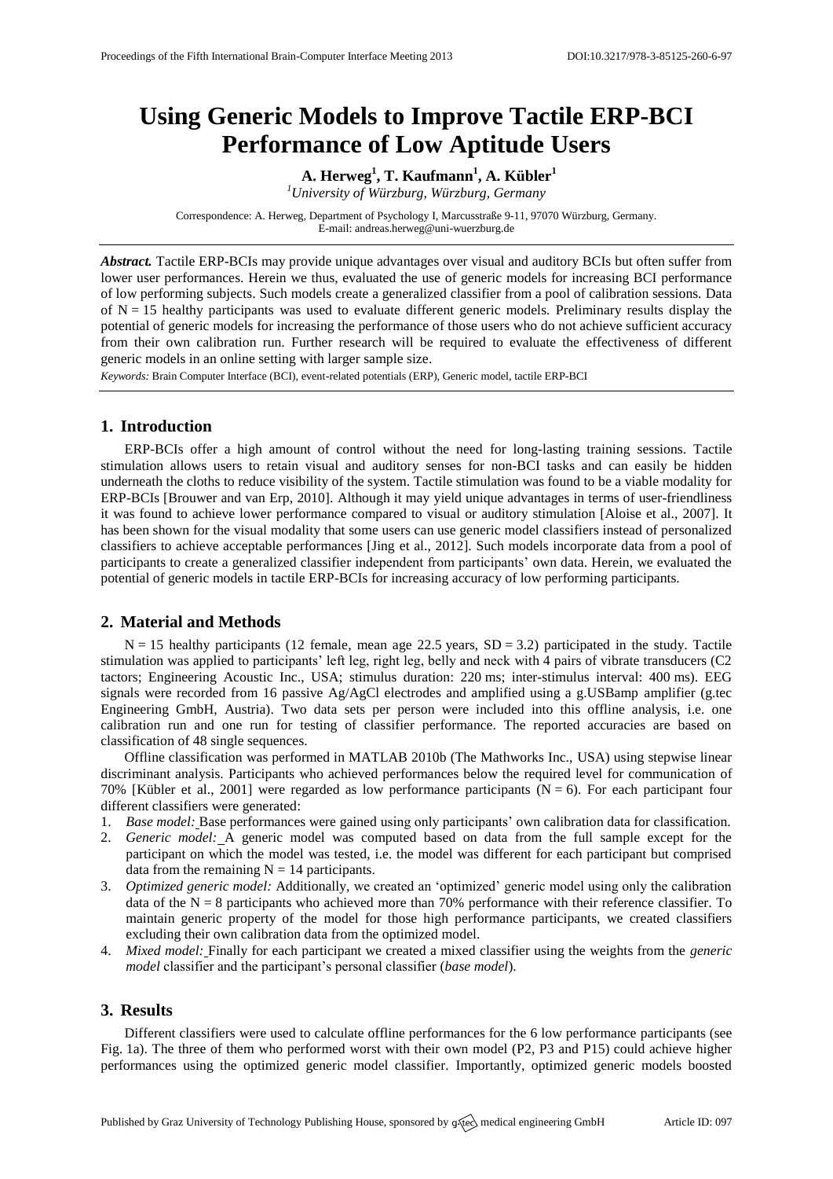# Using Generic Models to Improve Tactile ERP-BCI Performance of Low Aptitude Users

**A. Herweg[1], T. Kaufmann[1], A. Kübler[1]**

[1]*University of Würzburg, Würzburg, Germany*

Correspondence: A. Herweg, Department of Psychology I, Marcusstraße 9-11, 97070 Würzburg, Germany. E-mail: andreas.herweg@uni-wuerzburg.de

***Abstract.*** Tactile ERP-BCIs may provide unique advantages over visual and auditory BCIs but often suffer from lower user performances. Herein we thus, evaluated the use of generic models for increasing BCI performance of low performing subjects. Such models create a generalized classifier from a pool of calibration sessions. Data of N = 15 healthy participants was used to evaluate different generic models. Preliminary results display the potential of generic models for increasing the performance of those users who do not achieve sufficient accuracy from their own calibration run. Further research will be required to evaluate the effectiveness of different generic models in an online setting with larger sample size.

*Keywords:* Brain Computer Interface (BCI), event-related potentials (ERP), Generic model, tactile ERP-BCI

## 1. Introduction

ERP-BCIs offer a high amount of control without the need for long-lasting training sessions. Tactile stimulation allows users to retain visual and auditory senses for non-BCI tasks and can easily be hidden underneath the cloths to reduce visibility of the system. Tactile stimulation was found to be a viable modality for ERP-BCIs [Brouwer and van Erp, 2010]. Although it may yield unique advantages in terms of user-friendliness it was found to achieve lower performance compared to visual or auditory stimulation [Aloise et al., 2007]. It has been shown for the visual modality that some users can use generic model classifiers instead of personalized classifiers to achieve acceptable performances [Jing et al., 2012]. Such models incorporate data from a pool of participants to create a generalized classifier independent from participants' own data. Herein, we evaluated the potential of generic models in tactile ERP-BCIs for increasing accuracy of low performing participants.

## 2. Material and Methods

N = 15 healthy participants (12 female, mean age 22.5 years, SD = 3.2) participated in the study. Tactile stimulation was applied to participants' left leg, right leg, belly and neck with 4 pairs of vibrate transducers (C2 tactors; Engineering Acoustic Inc., USA; stimulus duration: 220 ms; inter-stimulus interval: 400 ms). EEG signals were recorded from 16 passive Ag/AgCl electrodes and amplified using a g.USBamp amplifier (g.tec Engineering GmbH, Austria). Two data sets per person were included into this offline analysis, i.e. one calibration run and one run for testing of classifier performance. The reported accuracies are based on classification of 48 single sequences.

Offline classification was performed in MATLAB 2010b (The Mathworks Inc., USA) using stepwise linear discriminant analysis. Participants who achieved performances below the required level for communication of 70% [Kübler et al., 2001] were regarded as low performance participants (N = 6). For each participant four different classifiers were generated:

1. *Base model:* Base performances were gained using only participants' own calibration data for classification.
2. *Generic model:* A generic model was computed based on data from the full sample except for the participant on which the model was tested, i.e. the model was different for each participant but comprised data from the remaining N = 14 participants.
3. *Optimized generic model:* Additionally, we created an 'optimized' generic model using only the calibration data of the N = 8 participants who achieved more than 70% performance with their reference classifier. To maintain generic property of the model for those high performance participants, we created classifiers excluding their own calibration data from the optimized model.
4. *Mixed model:* Finally for each participant we created a mixed classifier using the weights from the *generic model* classifier and the participant's personal classifier (*base model*).

## 3. Results

Different classifiers were used to calculate offline performances for the 6 low performance participants (see Fig. 1a). The three of them who performed worst with their own model (P2, P3 and P15) could achieve higher performances using the optimized generic model classifier. Importantly, optimized generic models boosted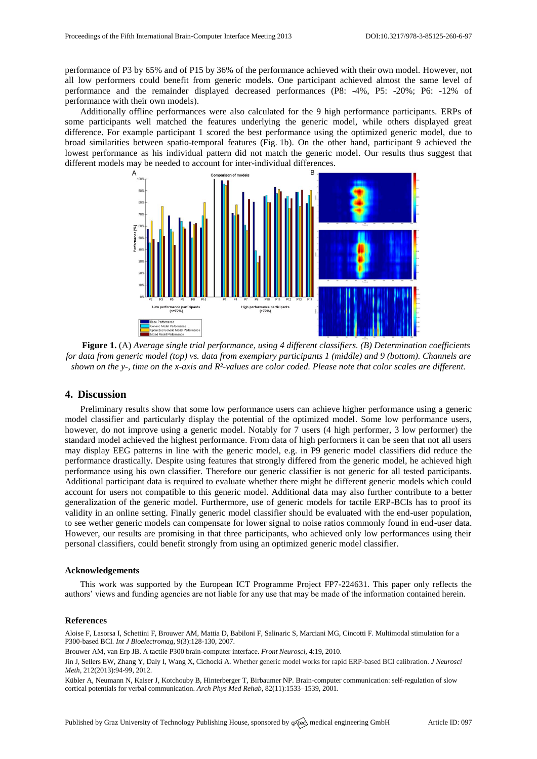performance of P3 by 65% and of P15 by 36% of the performance achieved with their own model. However, not all low performers could benefit from generic models. One participant achieved almost the same level of performance and the remainder displayed decreased performances (P8: -4%, P5: -20%; P6: -12% of performance with their own models).

Additionally offline performances were also calculated for the 9 high performance participants. ERPs of some participants well matched the features underlying the generic model, while others displayed great difference. For example participant 1 scored the best performance using the optimized generic model, due to broad similarities between spatio-temporal features (Fig. 1b). On the other hand, participant 9 achieved the lowest performance as his individual pattern did not match the generic model. Our results thus suggest that different models may be needed to account for inter-individual differences.

A

Comparison of models

Performance [%]

100%
90%
80%
70%
60%
50%
40%
30%
20%
10%
0%

P2 P3 P5 P6 P8 P15 P1 P4 P7 P9 P10 P11 P12 P13 P14

Low performance participants (<=70%)

High performance participants (>70%)

Base Performance
Generic Model Performance
Optimized Generic Model Performance
Mixed Model Performance

B

**Figure 1.** (A) *Average single trial performance, using 4 different classifiers. (B) Determination coefficients for data from generic model (top) vs. data from exemplary participants 1 (middle) and 9 (bottom). Channels are shown on the y-, time on the x-axis and $R^2$-values are color coded. Please note that color scales are different.*

## 4. Discussion

Preliminary results show that some low performance users can achieve higher performance using a generic model classifier and particularly display the potential of the optimized model. Some low performance users, however, do not improve using a generic model. Notably for 7 users (4 high performer, 3 low performer) the standard model achieved the highest performance. From data of high performers it can be seen that not all users may display EEG patterns in line with the generic model, e.g. in P9 generic model classifiers did reduce the performance drastically. Despite using features that strongly differed from the generic model, he achieved high performance using his own classifier. Therefore our generic classifier is not generic for all tested participants. Additional participant data is required to evaluate whether there might be different generic models which could account for users not compatible to this generic model. Additional data may also further contribute to a better generalization of the generic model. Furthermore, use of generic models for tactile ERP-BCIs has to proof its validity in an online setting. Finally generic model classifiers should be evaluated with the end-user population, to see wether generic models can compensate for lower signal to noise ratios commonly found in end-user data. However, our results are promising in that three participants, who achieved only low performances using their personal classifiers, could benefit strongly from using an optimized generic model classifier.

### Acknowledgements

This work was supported by the European ICT Programme Project FP7-224631. This paper only reflects the authors' views and funding agencies are not liable for any use that may be made of the information contained herein.

### References

Aloise F, Lasorsa I, Schettini F, Brouwer AM, Mattia D, Babiloni F, Salinaric S, Marciani MG, Cincotti F. Multimodal stimulation for a P300-based BCI. *Int J Bioelectromag*, 9(3):128-130, 2007.

Brouwer AM, van Erp JB. A tactile P300 brain-computer interface. *Front Neurosci*, 4:19, 2010.

Jin J, Sellers EW, Zhang Y, Daly I, Wang X, Cichocki A. Whether generic model works for rapid ERP-based BCI calibration. *J Neurosci Meth*, 212(2013):94-99, 2012.

Kübler A, Neumann N, Kaiser J, Kotchouby B, Hinterberger T, Birbaumer NP. Brain-computer communication: self-regulation of slow cortical potentials for verbal communication. *Arch Phys Med Rehab*, 82(11):1533–1539, 2001.